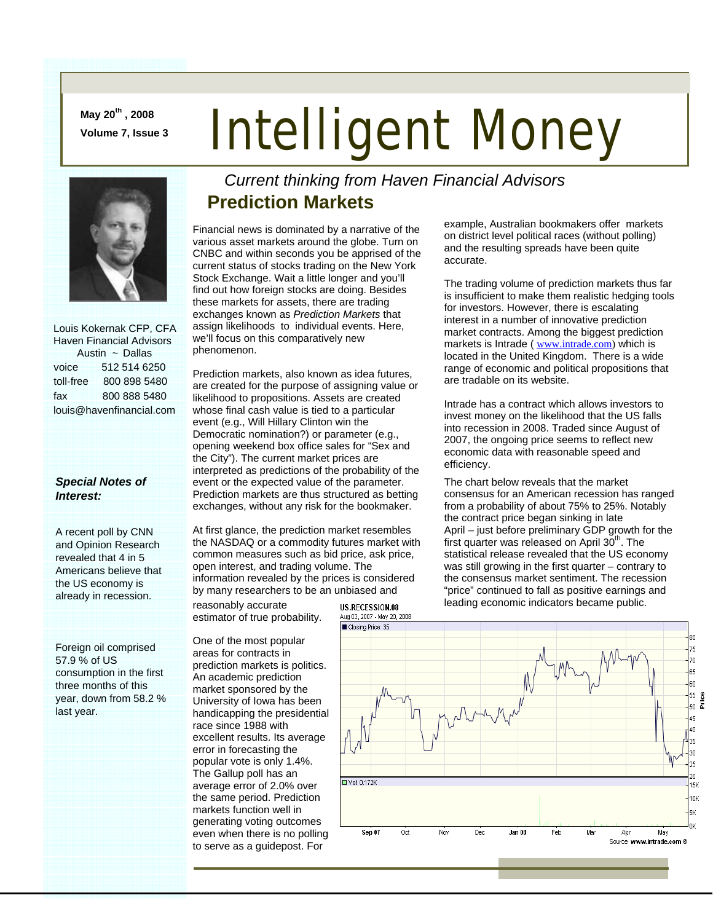May 20th, 2008

Volume 7, Issue 3

# Intelligent Money

*Current thinking from Haven Financial Advisors*

Louis Kokernak CFP, CFA
Haven Financial Advisors
Austin ~ Dallas

| | |
|---|---|
| voice | 512 514 6250 |
| toll-free | 800 898 5480 |
| fax | 800 888 5480 |

louis@havenfinancial.com

***Special Notes of Interest:***

A recent poll by CNN and Opinion Research revealed that 4 in 5 Americans believe that the US economy is already in recession.

Foreign oil comprised 57.9 % of US consumption in the first three months of this year, down from 58.2 % last year.

## Prediction Markets

Financial news is dominated by a narrative of the various asset markets around the globe. Turn on CNBC and within seconds you be apprised of the current status of stocks trading on the New York Stock Exchange. Wait a little longer and you'll find out how foreign stocks are doing. Besides these markets for assets, there are trading exchanges known as *Prediction Markets* that assign likelihoods to individual events. Here, we'll focus on this comparatively new phenomenon.

Prediction markets, also known as idea futures, are created for the purpose of assigning value or likelihood to propositions. Assets are created whose final cash value is tied to a particular event (e.g., Will Hillary Clinton win the Democratic nomination?) or parameter (e.g., opening weekend box office sales for "Sex and the City"). The current market prices are interpreted as predictions of the probability of the event or the expected value of the parameter. Prediction markets are thus structured as betting exchanges, without any risk for the bookmaker.

At first glance, the prediction market resembles the NASDAQ or a commodity futures market with common measures such as bid price, ask price, open interest, and trading volume. The information revealed by the prices is considered by many researchers to be an unbiased and reasonably accurate estimator of true probability.

One of the most popular areas for contracts in prediction markets is politics. An academic prediction market sponsored by the University of Iowa has been handicapping the presidential race since 1988 with excellent results. Its average error in forecasting the popular vote is only 1.4%. The Gallup poll has an average error of 2.0% over the same period. Prediction markets function well in generating voting outcomes even when there is no polling to serve as a guidepost. For example, Australian bookmakers offer markets on district level political races (without polling) and the resulting spreads have been quite accurate.

The trading volume of prediction markets thus far is insufficient to make them realistic hedging tools for investors. However, there is escalating interest in a number of innovative prediction market contracts. Among the biggest prediction markets is Intrade ( www.intrade.com) which is located in the United Kingdom. There is a wide range of economic and political propositions that are tradable on its website.

Intrade has a contract which allows investors to invest money on the likelihood that the US falls into recession in 2008. Traded since August of 2007, the ongoing price seems to reflect new economic data with reasonable speed and efficiency.

The chart below reveals that the market consensus for an American recession has ranged from a probability of about 75% to 25%. Notably the contract price began sinking in late April – just before preliminary GDP growth for the first quarter was released on April 30th. The statistical release revealed that the US economy was still growing in the first quarter – contrary to the consensus market sentiment. The recession "price" continued to fall as positive earnings and leading economic indicators became public.

US.RECESSION.08
Aug 03, 2007 - May 20, 2008
Closing Price: 35
Vol: 0.172K
Source: www.intrade.com ©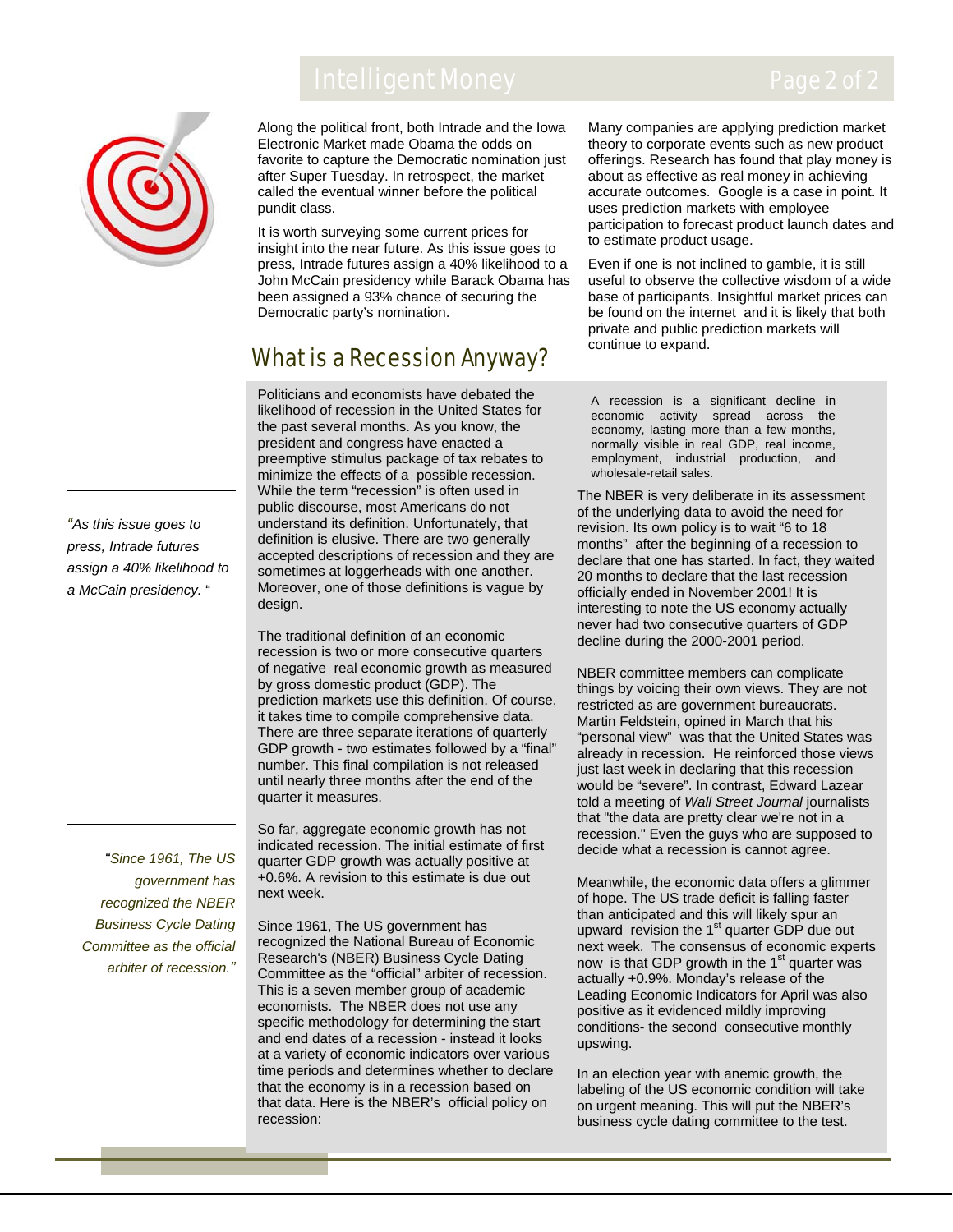Along the political front, both Intrade and the Iowa Electronic Market made Obama the odds on favorite to capture the Democratic nomination just after Super Tuesday. In retrospect, the market called the eventual winner before the political pundit class.

It is worth surveying some current prices for insight into the near future. As this issue goes to press, Intrade futures assign a 40% likelihood to a John McCain presidency while Barack Obama has been assigned a 93% chance of securing the Democratic party's nomination.

Many companies are applying prediction market theory to corporate events such as new product offerings. Research has found that play money is about as effective as real money in achieving accurate outcomes. Google is a case in point. It uses prediction markets with employee participation to forecast product launch dates and to estimate product usage.

Even if one is not inclined to gamble, it is still useful to observe the collective wisdom of a wide base of participants. Insightful market prices can be found on the internet and it is likely that both private and public prediction markets will continue to expand.

*"As this issue goes to press, Intrade futures assign a 40% likelihood to a McCain presidency."*

## What is a Recession Anyway?

Politicians and economists have debated the likelihood of recession in the United States for the past several months. As you know, the president and congress have enacted a preemptive stimulus package of tax rebates to minimize the effects of a possible recession. While the term "recession" is often used in public discourse, most Americans do not understand its definition. Unfortunately, that definition is elusive. There are two generally accepted descriptions of recession and they are sometimes at loggerheads with one another. Moreover, one of those definitions is vague by design.

The traditional definition of an economic recession is two or more consecutive quarters of negative real economic growth as measured by gross domestic product (GDP). The prediction markets use this definition. Of course, it takes time to compile comprehensive data. There are three separate iterations of quarterly GDP growth - two estimates followed by a "final" number. This final compilation is not released until nearly three months after the end of the quarter it measures.

So far, aggregate economic growth has not indicated recession. The initial estimate of first quarter GDP growth was actually positive at +0.6%. A revision to this estimate is due out next week.

*"Since 1961, The US government has recognized the NBER Business Cycle Dating Committee as the official arbiter of recession."*

Since 1961, The US government has recognized the National Bureau of Economic Research's (NBER) Business Cycle Dating Committee as the "official" arbiter of recession. This is a seven member group of academic economists. The NBER does not use any specific methodology for determining the start and end dates of a recession - instead it looks at a variety of economic indicators over various time periods and determines whether to declare that the economy is in a recession based on that data. Here is the NBER's official policy on recession:

> A recession is a significant decline in economic activity spread across the economy, lasting more than a few months, normally visible in real GDP, real income, employment, industrial production, and wholesale-retail sales.

The NBER is very deliberate in its assessment of the underlying data to avoid the need for revision. Its own policy is to wait "6 to 18 months" after the beginning of a recession to declare that one has started. In fact, they waited 20 months to declare that the last recession officially ended in November 2001! It is interesting to note the US economy actually never had two consecutive quarters of GDP decline during the 2000-2001 period.

NBER committee members can complicate things by voicing their own views. They are not restricted as are government bureaucrats. Martin Feldstein, opined in March that his "personal view" was that the United States was already in recession. He reinforced those views just last week in declaring that this recession would be "severe". In contrast, Edward Lazear told a meeting of *Wall Street Journal* journalists that "the data are pretty clear we're not in a recession." Even the guys who are supposed to decide what a recession is cannot agree.

Meanwhile, the economic data offers a glimmer of hope. The US trade deficit is falling faster than anticipated and this will likely spur an upward revision the 1st quarter GDP due out next week. The consensus of economic experts now is that GDP growth in the 1st quarter was actually +0.9%. Monday's release of the Leading Economic Indicators for April was also positive as it evidenced mildly improving conditions- the second consecutive monthly upswing.

In an election year with anemic growth, the labeling of the US economic condition will take on urgent meaning. This will put the NBER's business cycle dating committee to the test.